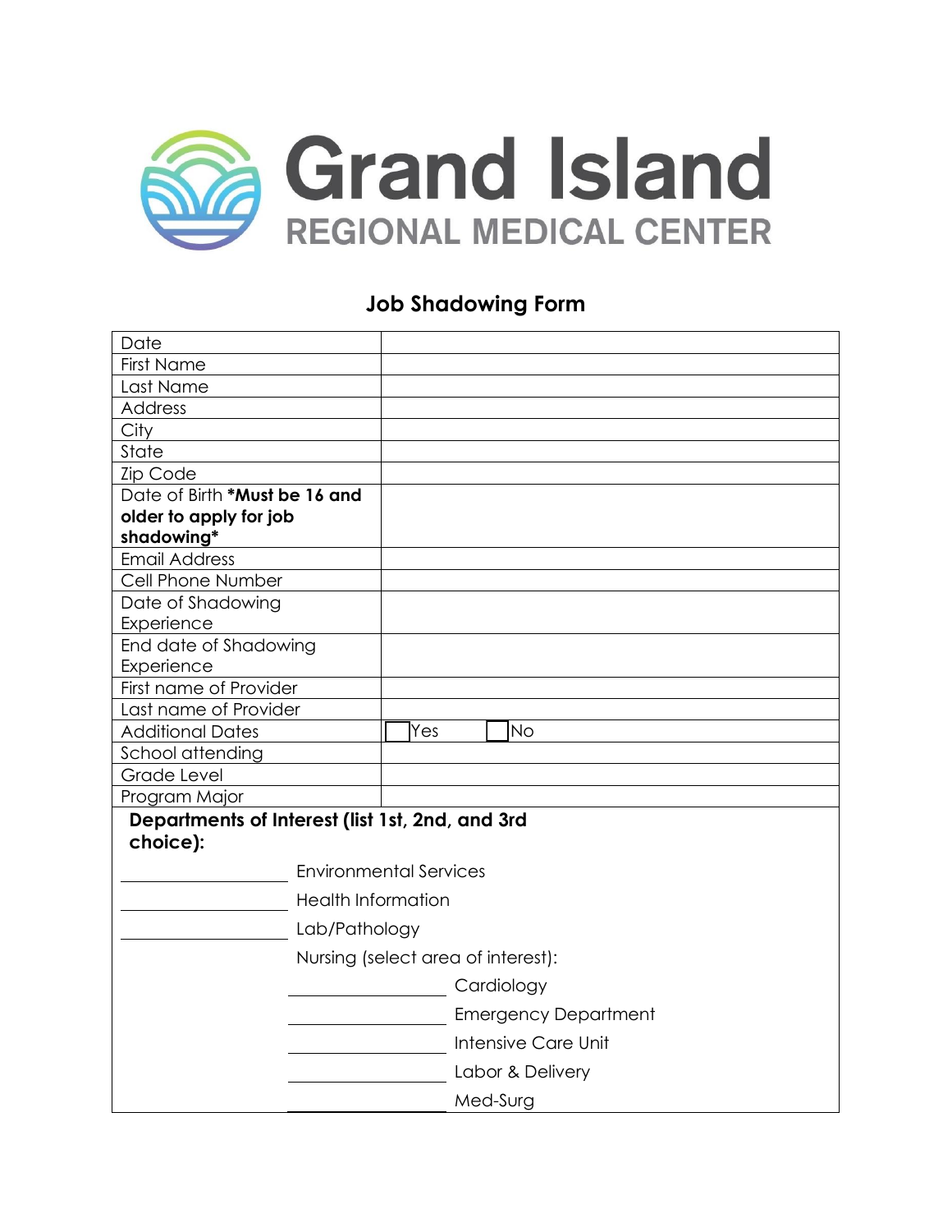# Grand Island
## REGIONAL MEDICAL CENTER

### Job Shadowing Form

| | |
|---|---|
| Date | |
| First Name | |
| Last Name | |
| Address | |
| City | |
| State | |
| Zip Code | |
| Date of Birth ***Must be 16 and older to apply for job shadowing*** | |
| Email Address | |
| Cell Phone Number | |
| Date of Shadowing Experience | |
| End date of Shadowing Experience | |
| First name of Provider | |
| Last name of Provider | |
| Additional Dates | ☐ Yes ☐ No |
| School attending | |
| Grade Level | |
| Program Major | |

**Departments of Interest (list 1st, 2nd, and 3rd choice):**

\_\_\_\_\_\_\_\_\_\_\_\_ Environmental Services

\_\_\_\_\_\_\_\_\_\_\_\_ Health Information

\_\_\_\_\_\_\_\_\_\_\_\_ Lab/Pathology

Nursing (select area of interest):

- \_\_\_\_\_\_\_\_\_\_\_\_ Cardiology
- \_\_\_\_\_\_\_\_\_\_\_\_ Emergency Department
- \_\_\_\_\_\_\_\_\_\_\_\_ Intensive Care Unit
- \_\_\_\_\_\_\_\_\_\_\_\_ Labor & Delivery
- \_\_\_\_\_\_\_\_\_\_\_\_ Med-Surg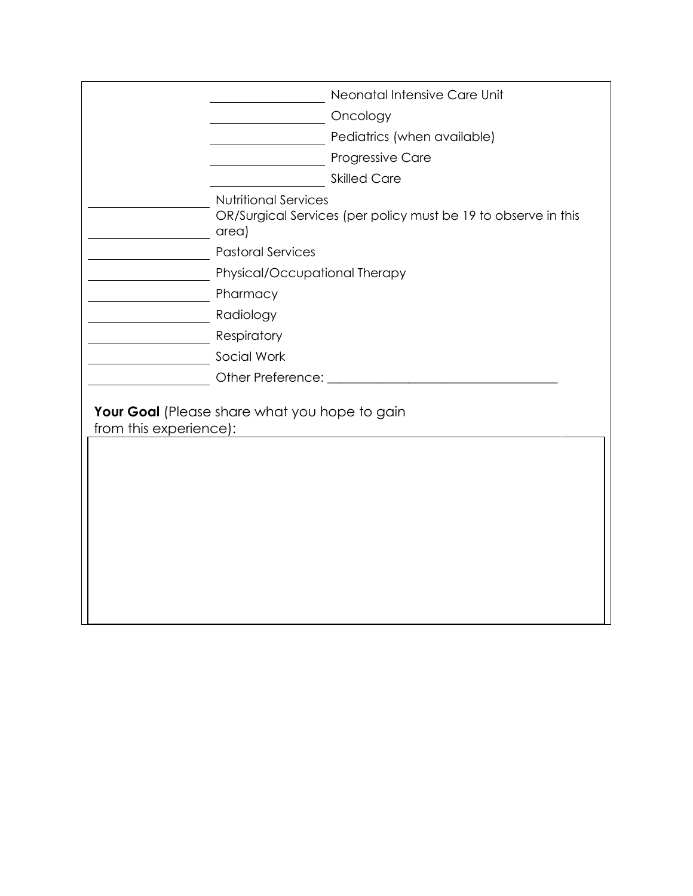\_\_\_\_\_\_\_\_\_\_ Neonatal Intensive Care Unit

\_\_\_\_\_\_\_\_\_\_ Oncology

\_\_\_\_\_\_\_\_\_\_ Pediatrics (when available)

\_\_\_\_\_\_\_\_\_\_ Progressive Care

\_\_\_\_\_\_\_\_\_\_ Skilled Care

\_\_\_\_\_\_\_\_\_\_ Nutritional Services

\_\_\_\_\_\_\_\_\_\_ OR/Surgical Services (per policy must be 19 to observe in this area)

\_\_\_\_\_\_\_\_\_\_ Pastoral Services

\_\_\_\_\_\_\_\_\_\_ Physical/Occupational Therapy

\_\_\_\_\_\_\_\_\_\_ Pharmacy

\_\_\_\_\_\_\_\_\_\_ Radiology

\_\_\_\_\_\_\_\_\_\_ Respiratory

\_\_\_\_\_\_\_\_\_\_ Social Work

\_\_\_\_\_\_\_\_\_\_ Other Preference: \_\_\_\_\_\_\_\_\_\_\_\_\_\_\_\_\_\_\_\_

**Your Goal** (Please share what you hope to gain from this experience):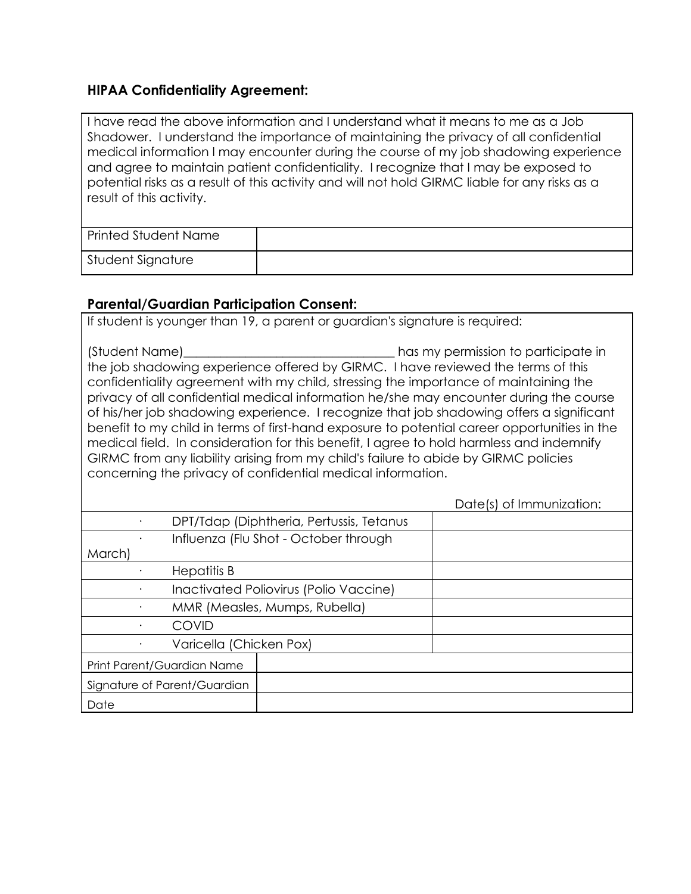### HIPAA Confidentiality Agreement:

| I have read the above information and I understand what it means to me as a Job Shadower. I understand the importance of maintaining the privacy of all confidential medical information I may encounter during the course of my job shadowing experience and agree to maintain patient confidentiality. I recognize that I may be exposed to potential risks as a result of this activity and will not hold GIRMC liable for any risks as a result of this activity. | |
|---|---|
| Printed Student Name | |
| Student Signature | |

### Parental/Guardian Participation Consent:

If student is younger than 19, a parent or guardian's signature is required:

(Student Name)_________________________________ has my permission to participate in the job shadowing experience offered by GIRMC. I have reviewed the terms of this confidentiality agreement with my child, stressing the importance of maintaining the privacy of all confidential medical information he/she may encounter during the course of his/her job shadowing experience. I recognize that job shadowing offers a significant benefit to my child in terms of first-hand exposure to potential career opportunities in the medical field. In consideration for this benefit, I agree to hold harmless and indemnify GIRMC from any liability arising from my child's failure to abide by GIRMC policies concerning the privacy of confidential medical information.

| | Date(s) of Immunization: |
|---|---|
| · DPT/Tdap (Diphtheria, Pertussis, Tetanus | |
| · Influenza (Flu Shot - October through March) | |
| · Hepatitis B | |
| · Inactivated Poliovirus (Polio Vaccine) | |
| · MMR (Measles, Mumps, Rubella) | |
| · COVID | |
| · Varicella (Chicken Pox) | |

| Print Parent/Guardian Name | |
|---|---|
| Signature of Parent/Guardian | |
| Date | |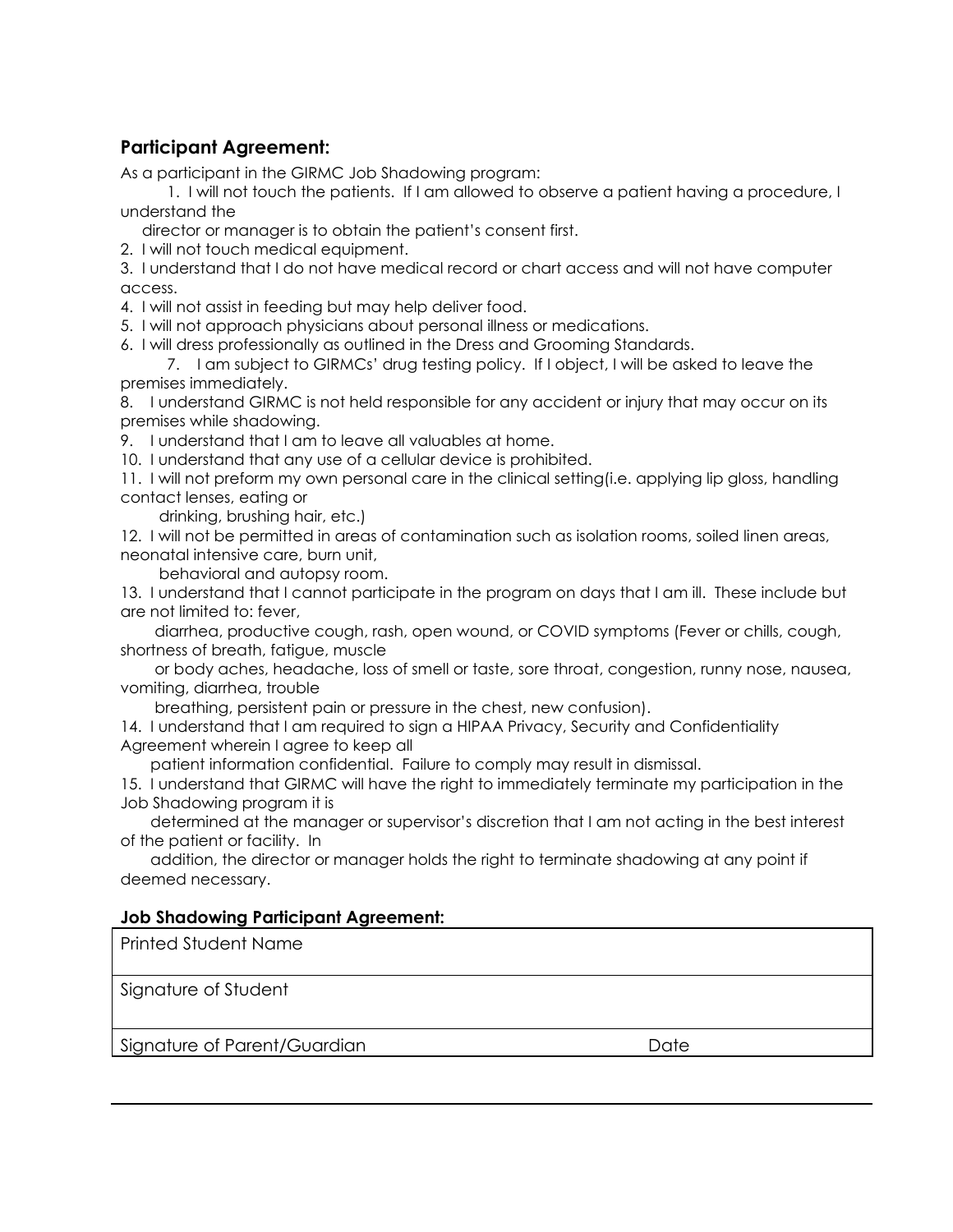## Participant Agreement:

As a participant in the GIRMC Job Shadowing program:

1. I will not touch the patients. If I am allowed to observe a patient having a procedure, I understand the director or manager is to obtain the patient's consent first.
2. I will not touch medical equipment.
3. I understand that I do not have medical record or chart access and will not have computer access.
4. I will not assist in feeding but may help deliver food.
5. I will not approach physicians about personal illness or medications.
6. I will dress professionally as outlined in the Dress and Grooming Standards.
7. I am subject to GIRMCs' drug testing policy. If I object, I will be asked to leave the premises immediately.
8. I understand GIRMC is not held responsible for any accident or injury that may occur on its premises while shadowing.
9. I understand that I am to leave all valuables at home.
10. I understand that any use of a cellular device is prohibited.
11. I will not preform my own personal care in the clinical setting(i.e. applying lip gloss, handling contact lenses, eating or drinking, brushing hair, etc.)
12. I will not be permitted in areas of contamination such as isolation rooms, soiled linen areas, neonatal intensive care, burn unit, behavioral and autopsy room.
13. I understand that I cannot participate in the program on days that I am ill. These include but are not limited to: fever, diarrhea, productive cough, rash, open wound, or COVID symptoms (Fever or chills, cough, shortness of breath, fatigue, muscle or body aches, headache, loss of smell or taste, sore throat, congestion, runny nose, nausea, vomiting, diarrhea, trouble breathing, persistent pain or pressure in the chest, new confusion).
14. I understand that I am required to sign a HIPAA Privacy, Security and Confidentiality Agreement wherein I agree to keep all patient information confidential. Failure to comply may result in dismissal.
15. I understand that GIRMC will have the right to immediately terminate my participation in the Job Shadowing program it is determined at the manager or supervisor's discretion that I am not acting in the best interest of the patient or facility. In addition, the director or manager holds the right to terminate shadowing at any point if deemed necessary.

### Job Shadowing Participant Agreement:

| Printed Student Name | |
|---|---|
| Signature of Student | |
| Signature of Parent/Guardian | Date |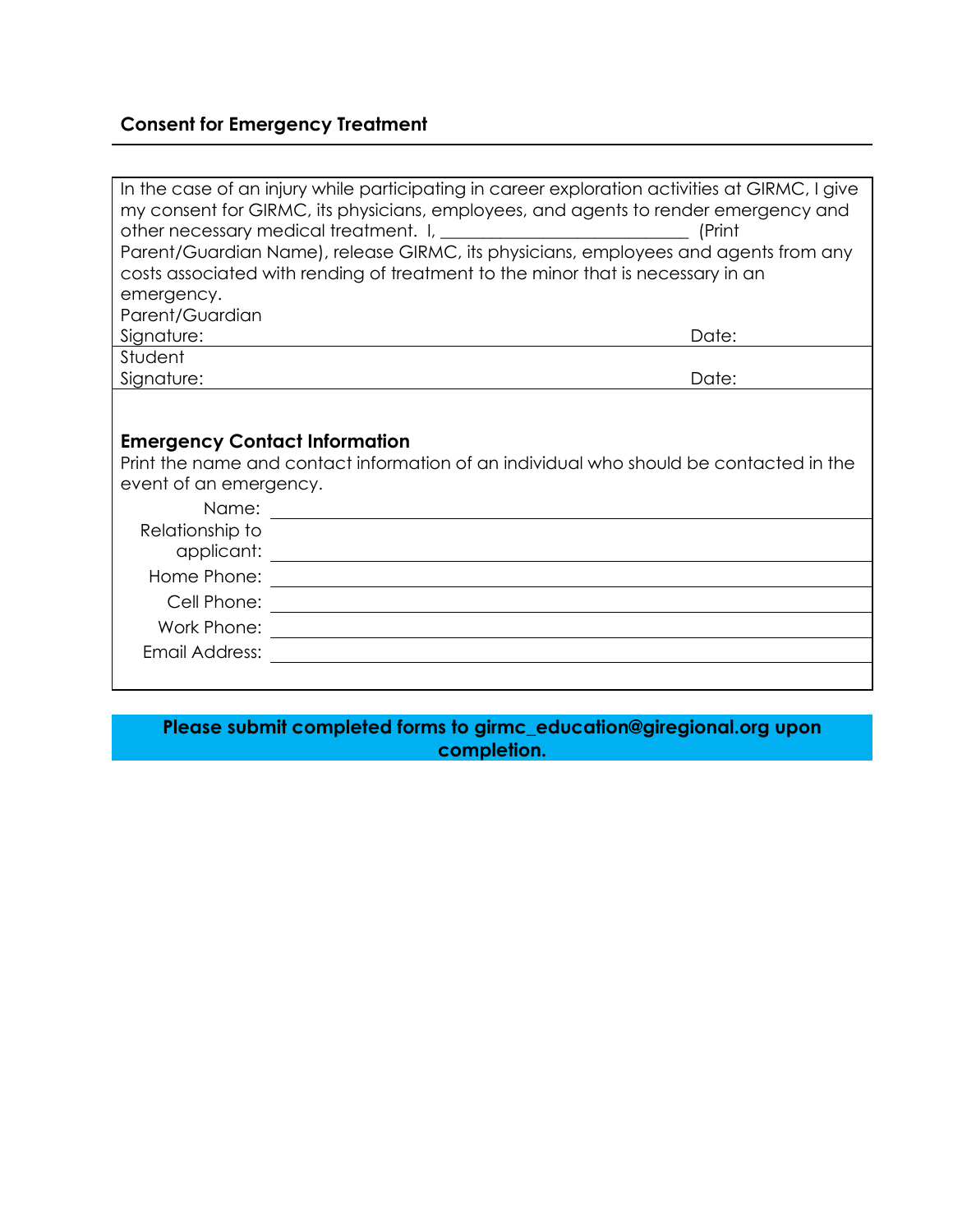## Consent for Emergency Treatment

In the case of an injury while participating in career exploration activities at GIRMC, I give my consent for GIRMC, its physicians, employees, and agents to render emergency and other necessary medical treatment. I, ____________________________ (Print Parent/Guardian Name), release GIRMC, its physicians, employees and agents from any costs associated with rending of treatment to the minor that is necessary in an emergency.

Parent/Guardian Signature: ______________________________ Date: ____________

Student Signature: ______________________________ Date: ____________

### Emergency Contact Information

Print the name and contact information of an individual who should be contacted in the event of an emergency.

Name: ______________________________

Relationship to applicant: ______________________________

Home Phone: ______________________________

Cell Phone: ______________________________

Work Phone: ______________________________

Email Address: ______________________________

**Please submit completed forms to girmc_education@giregional.org upon completion.**